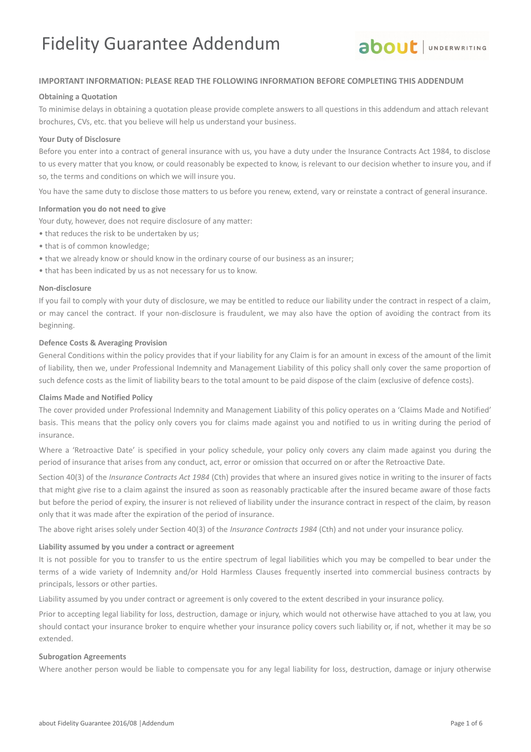# Fidelity Guarantee Addendum

about | UNDERWRITING

**IMPORTANT INFORMATION: PLEASE READ THE FOLLOWING INFORMATION BEFORE COMPLETING THIS ADDENDUM**

**Obtaining a Quotation**

To minimise delays in obtaining a quotation please provide complete answers to all questions in this addendum and attach relevant brochures, CVs, etc. that you believe will help us understand your business.

**Your Duty of Disclosure**

Before you enter into a contract of general insurance with us, you have a duty under the Insurance Contracts Act 1984, to disclose to us every matter that you know, or could reasonably be expected to know, is relevant to our decision whether to insure you, and if so, the terms and conditions on which we will insure you.

You have the same duty to disclose those matters to us before you renew, extend, vary or reinstate a contract of general insurance.

**Information you do not need to give**

Your duty, however, does not require disclosure of any matter:

- that reduces the risk to be undertaken by us;
- that is of common knowledge;
- that we already know or should know in the ordinary course of our business as an insurer;
- that has been indicated by us as not necessary for us to know.

**Non-disclosure**

If you fail to comply with your duty of disclosure, we may be entitled to reduce our liability under the contract in respect of a claim, or may cancel the contract. If your non-disclosure is fraudulent, we may also have the option of avoiding the contract from its beginning.

**Defence Costs & Averaging Provision**

General Conditions within the policy provides that if your liability for any Claim is for an amount in excess of the amount of the limit of liability, then we, under Professional Indemnity and Management Liability of this policy shall only cover the same proportion of such defence costs as the limit of liability bears to the total amount to be paid dispose of the claim (exclusive of defence costs).

**Claims Made and Notified Policy**

The cover provided under Professional Indemnity and Management Liability of this policy operates on a 'Claims Made and Notified' basis. This means that the policy only covers you for claims made against you and notified to us in writing during the period of insurance.

Where a 'Retroactive Date' is specified in your policy schedule, your policy only covers any claim made against you during the period of insurance that arises from any conduct, act, error or omission that occurred on or after the Retroactive Date.

Section 40(3) of the *Insurance Contracts Act 1984* (Cth) provides that where an insured gives notice in writing to the insurer of facts that might give rise to a claim against the insured as soon as reasonably practicable after the insured became aware of those facts but before the period of expiry, the insurer is not relieved of liability under the insurance contract in respect of the claim, by reason only that it was made after the expiration of the period of insurance.

The above right arises solely under Section 40(3) of the *Insurance Contracts 1984* (Cth) and not under your insurance policy.

**Liability assumed by you under a contract or agreement**

It is not possible for you to transfer to us the entire spectrum of legal liabilities which you may be compelled to bear under the terms of a wide variety of Indemnity and/or Hold Harmless Clauses frequently inserted into commercial business contracts by principals, lessors or other parties.

Liability assumed by you under contract or agreement is only covered to the extent described in your insurance policy.

Prior to accepting legal liability for loss, destruction, damage or injury, which would not otherwise have attached to you at law, you should contact your insurance broker to enquire whether your insurance policy covers such liability or, if not, whether it may be so extended.

**Subrogation Agreements**

Where another person would be liable to compensate you for any legal liability for loss, destruction, damage or injury otherwise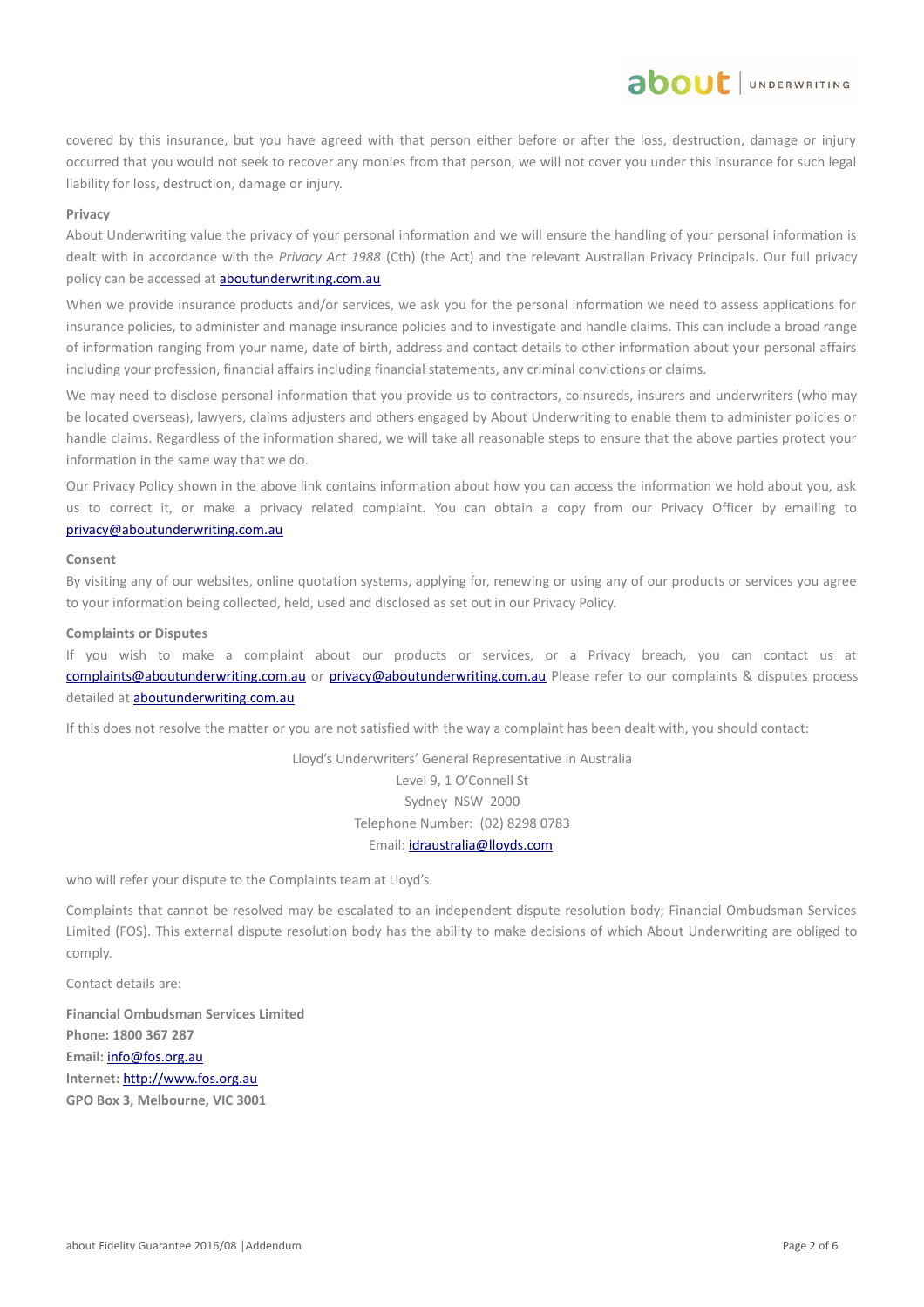covered by this insurance, but you have agreed with that person either before or after the loss, destruction, damage or injury occurred that you would not seek to recover any monies from that person, we will not cover you under this insurance for such legal liability for loss, destruction, damage or injury.

**Privacy**

About Underwriting value the privacy of your personal information and we will ensure the handling of your personal information is dealt with in accordance with the *Privacy Act 1988* (Cth) (the Act) and the relevant Australian Privacy Principals. Our full privacy policy can be accessed at aboutunderwriting.com.au

When we provide insurance products and/or services, we ask you for the personal information we need to assess applications for insurance policies, to administer and manage insurance policies and to investigate and handle claims. This can include a broad range of information ranging from your name, date of birth, address and contact details to other information about your personal affairs including your profession, financial affairs including financial statements, any criminal convictions or claims.

We may need to disclose personal information that you provide us to contractors, coinsureds, insurers and underwriters (who may be located overseas), lawyers, claims adjusters and others engaged by About Underwriting to enable them to administer policies or handle claims. Regardless of the information shared, we will take all reasonable steps to ensure that the above parties protect your information in the same way that we do.

Our Privacy Policy shown in the above link contains information about how you can access the information we hold about you, ask us to correct it, or make a privacy related complaint. You can obtain a copy from our Privacy Officer by emailing to privacy@aboutunderwriting.com.au

**Consent**

By visiting any of our websites, online quotation systems, applying for, renewing or using any of our products or services you agree to your information being collected, held, used and disclosed as set out in our Privacy Policy.

**Complaints or Disputes**

If you wish to make a complaint about our products or services, or a Privacy breach, you can contact us at complaints@aboutunderwriting.com.au or privacy@aboutunderwriting.com.au Please refer to our complaints & disputes process detailed at aboutunderwriting.com.au

If this does not resolve the matter or you are not satisfied with the way a complaint has been dealt with, you should contact:

Lloyd's Underwriters' General Representative in Australia
Level 9, 1 O'Connell St
Sydney NSW 2000
Telephone Number: (02) 8298 0783
Email: idraustralia@lloyds.com

who will refer your dispute to the Complaints team at Lloyd's.

Complaints that cannot be resolved may be escalated to an independent dispute resolution body; Financial Ombudsman Services Limited (FOS). This external dispute resolution body has the ability to make decisions of which About Underwriting are obliged to comply.

Contact details are:

**Financial Ombudsman Services Limited**
**Phone: 1800 367 287**
**Email:** info@fos.org.au
**Internet:** http://www.fos.org.au
**GPO Box 3, Melbourne, VIC 3001**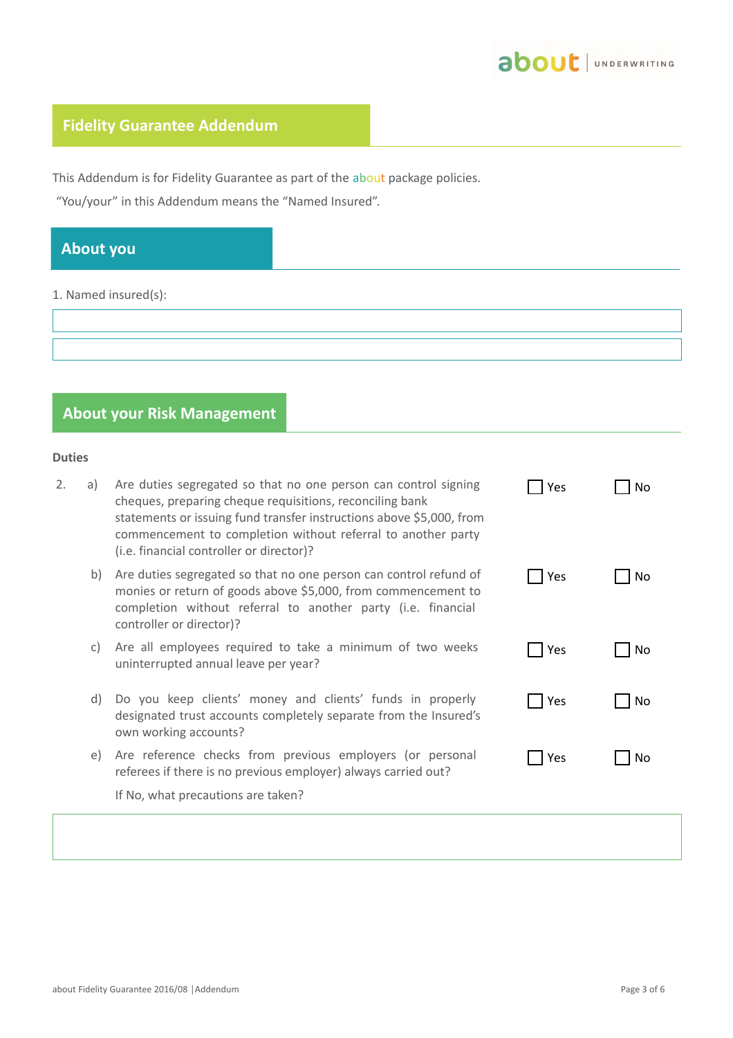## Fidelity Guarantee Addendum

This Addendum is for Fidelity Guarantee as part of the about package policies.

"You/your" in this Addendum means the "Named Insured".

## About you

1. Named insured(s):

| |
|---|
| |
| |

## About your Risk Management

**Duties**

2. a) Are duties segregated so that no one person can control signing cheques, preparing cheque requisitions, reconciling bank statements or issuing fund transfer instructions above $5,000, from commencement to completion without referral to another party (i.e. financial controller or director)? ☐ Yes ☐ No

   b) Are duties segregated so that no one person can control refund of monies or return of goods above $5,000, from commencement to completion without referral to another party (i.e. financial controller or director)? ☐ Yes ☐ No

   c) Are all employees required to take a minimum of two weeks uninterrupted annual leave per year? ☐ Yes ☐ No

   d) Do you keep clients' money and clients' funds in properly designated trust accounts completely separate from the Insured's own working accounts? ☐ Yes ☐ No

   e) Are reference checks from previous employers (or personal referees if there is no previous employer) always carried out? ☐ Yes ☐ No

   If No, what precautions are taken?

| |
|---|
| |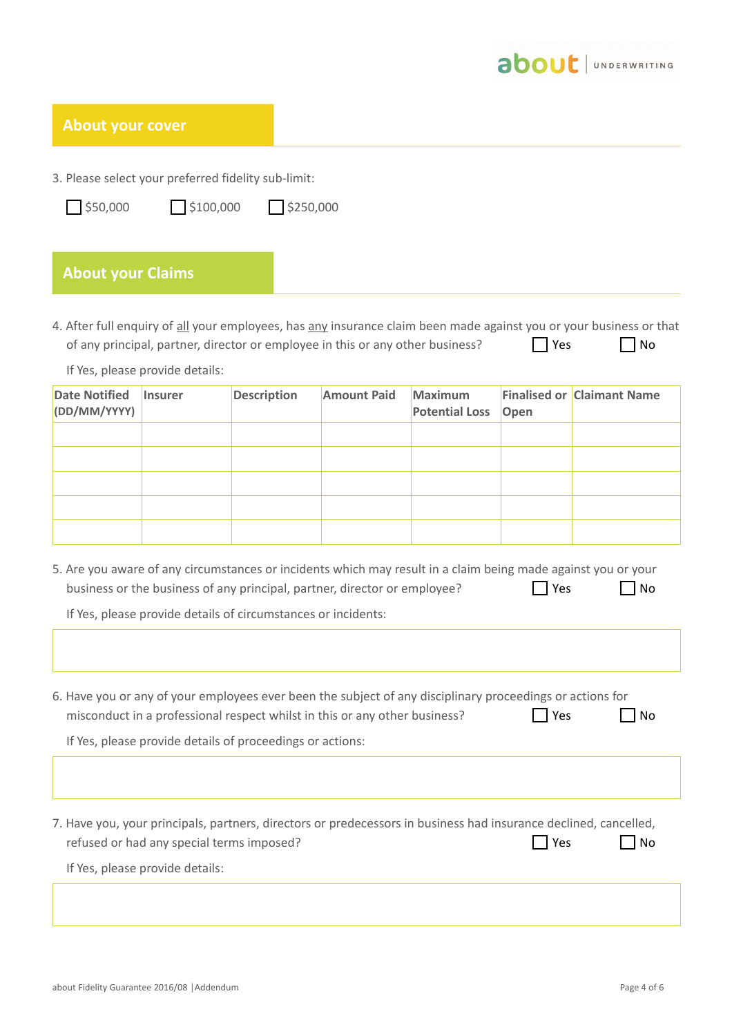## About your cover

3. Please select your preferred fidelity sub-limit:

☐ $50,000 ☐ $100,000 ☐ $250,000

## About your Claims

4. After full enquiry of <u>all</u> your employees, has <u>any</u> insurance claim been made against you or your business or that of any principal, partner, director or employee in this or any other business? ☐ Yes ☐ No

If Yes, please provide details:

| Date Notified (DD/MM/YYYY) | Insurer | Description | Amount Paid | Maximum Potential Loss | Finalised or Open | Claimant Name |
|---|---|---|---|---|---|---|
| | | | | | | |
| | | | | | | |
| | | | | | | |
| | | | | | | |
| | | | | | | |

5. Are you aware of any circumstances or incidents which may result in a claim being made against you or your business or the business of any principal, partner, director or employee? ☐ Yes ☐ No

If Yes, please provide details of circumstances or incidents:

6. Have you or any of your employees ever been the subject of any disciplinary proceedings or actions for misconduct in a professional respect whilst in this or any other business? ☐ Yes ☐ No

If Yes, please provide details of proceedings or actions:

7. Have you, your principals, partners, directors or predecessors in business had insurance declined, cancelled, refused or had any special terms imposed? ☐ Yes ☐ No

If Yes, please provide details: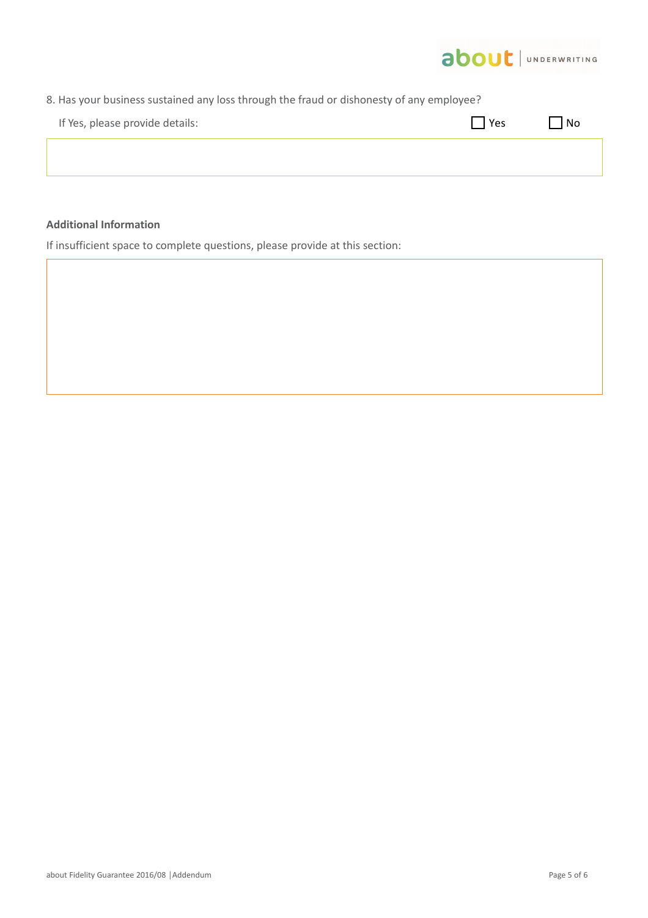8. Has your business sustained any loss through the fraud or dishonesty of any employee?

If Yes, please provide details: ☐ Yes ☐ No

**Additional Information**

If insufficient space to complete questions, please provide at this section: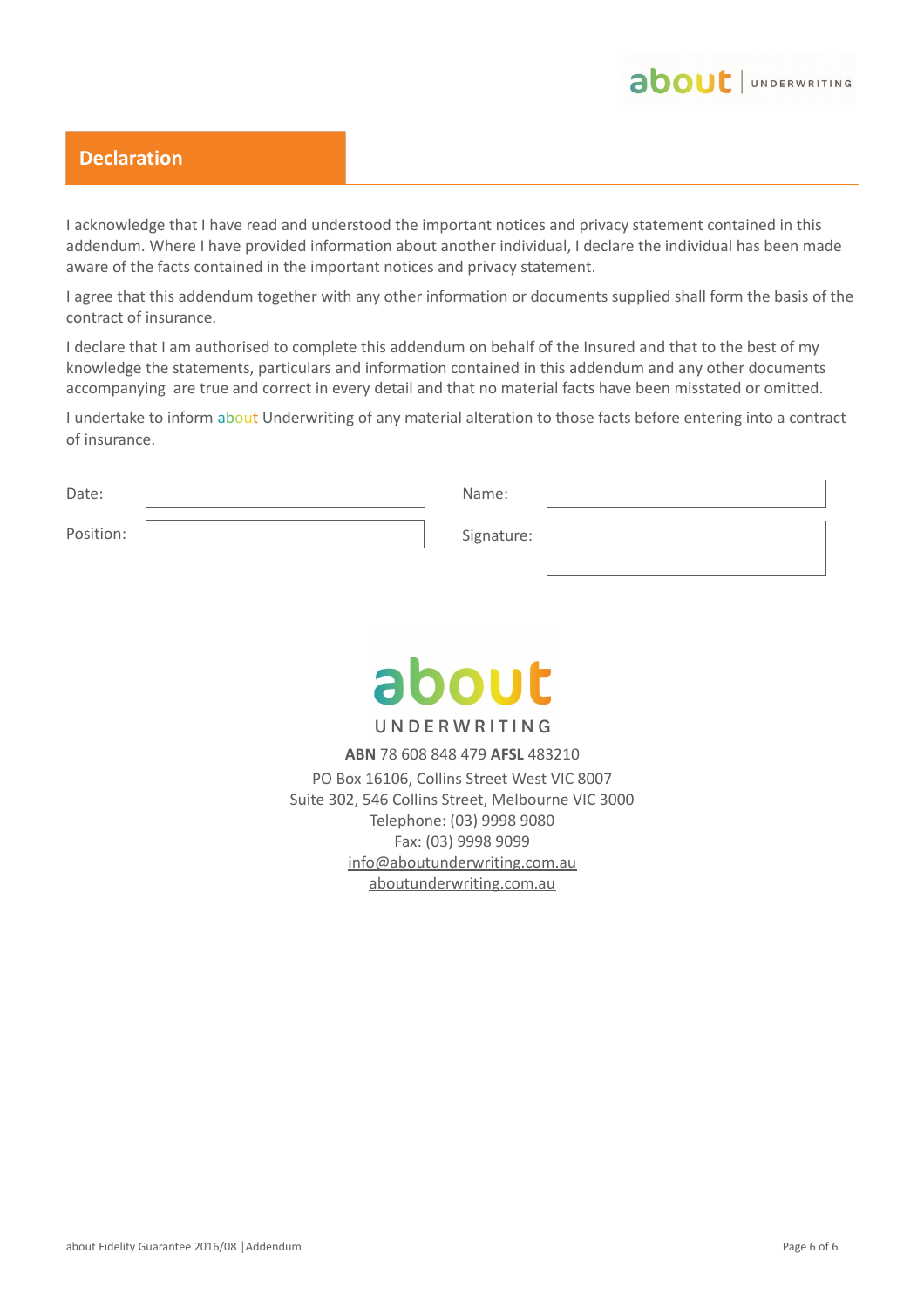## Declaration

I acknowledge that I have read and understood the important notices and privacy statement contained in this addendum. Where I have provided information about another individual, I declare the individual has been made aware of the facts contained in the important notices and privacy statement.

I agree that this addendum together with any other information or documents supplied shall form the basis of the contract of insurance.

I declare that I am authorised to complete this addendum on behalf of the Insured and that to the best of my knowledge the statements, particulars and information contained in this addendum and any other documents accompanying are true and correct in every detail and that no material facts have been misstated or omitted.

I undertake to inform about Underwriting of any material alteration to those facts before entering into a contract of insurance.

| | | | |
|---|---|---|---|
| Date: | | Name: | |
| Position: | | Signature: | |

about
UNDERWRITING

**ABN** 78 608 848 479 **AFSL** 483210
PO Box 16106, Collins Street West VIC 8007
Suite 302, 546 Collins Street, Melbourne VIC 3000
Telephone: (03) 9998 9080
Fax: (03) 9998 9099
info@aboutunderwriting.com.au
aboutunderwriting.com.au